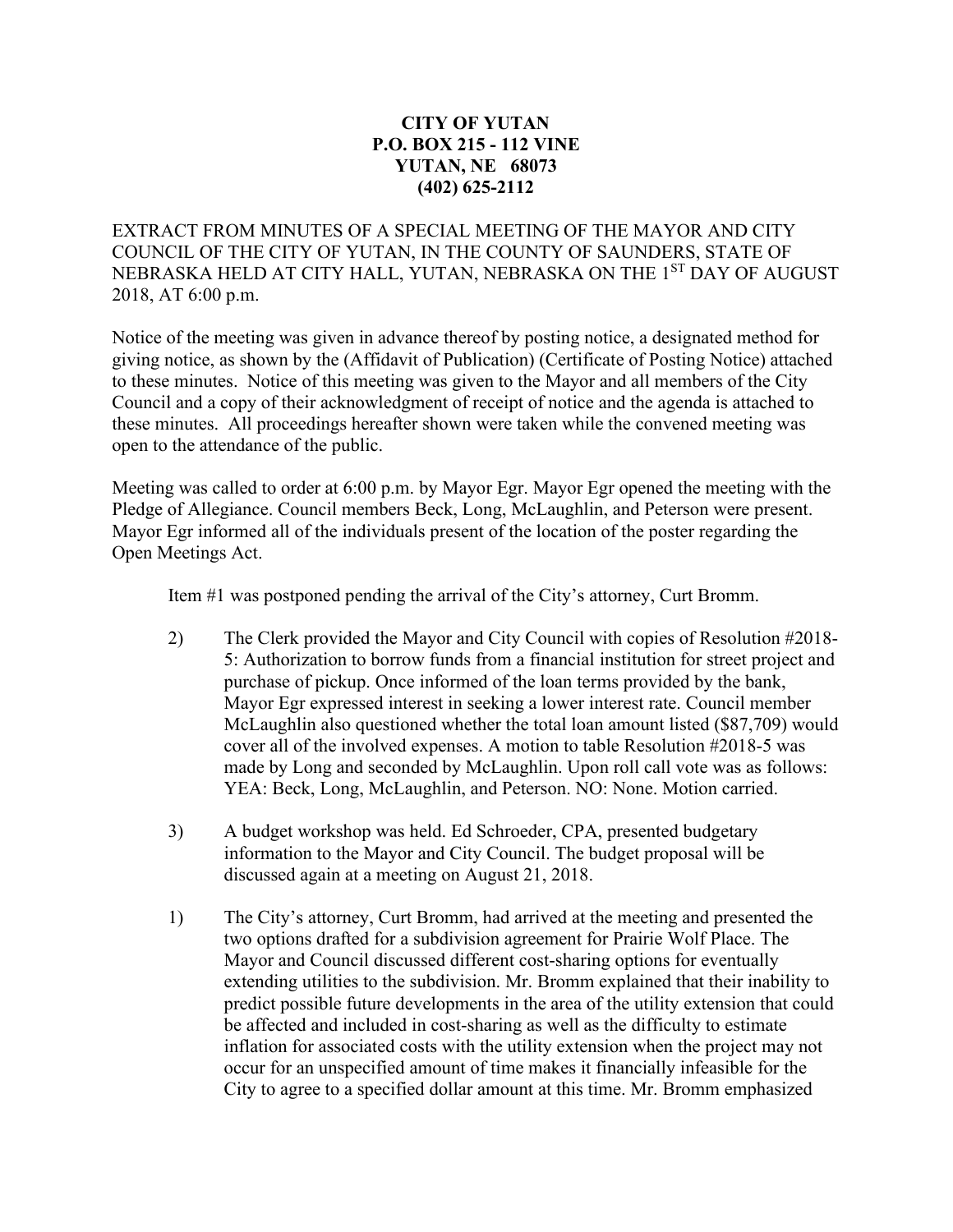**CITY OF YUTAN**
**P.O. BOX 215 - 112 VINE**
**YUTAN, NE 68073**
**(402) 625-2112**

EXTRACT FROM MINUTES OF A SPECIAL MEETING OF THE MAYOR AND CITY COUNCIL OF THE CITY OF YUTAN, IN THE COUNTY OF SAUNDERS, STATE OF NEBRASKA HELD AT CITY HALL, YUTAN, NEBRASKA ON THE 1ST DAY OF AUGUST 2018, AT 6:00 p.m.

Notice of the meeting was given in advance thereof by posting notice, a designated method for giving notice, as shown by the (Affidavit of Publication) (Certificate of Posting Notice) attached to these minutes. Notice of this meeting was given to the Mayor and all members of the City Council and a copy of their acknowledgment of receipt of notice and the agenda is attached to these minutes. All proceedings hereafter shown were taken while the convened meeting was open to the attendance of the public.

Meeting was called to order at 6:00 p.m. by Mayor Egr. Mayor Egr opened the meeting with the Pledge of Allegiance. Council members Beck, Long, McLaughlin, and Peterson were present. Mayor Egr informed all of the individuals present of the location of the poster regarding the Open Meetings Act.

Item #1 was postponed pending the arrival of the City's attorney, Curt Bromm.

2) The Clerk provided the Mayor and City Council with copies of Resolution #2018-5: Authorization to borrow funds from a financial institution for street project and purchase of pickup. Once informed of the loan terms provided by the bank, Mayor Egr expressed interest in seeking a lower interest rate. Council member McLaughlin also questioned whether the total loan amount listed ($87,709) would cover all of the involved expenses. A motion to table Resolution #2018-5 was made by Long and seconded by McLaughlin. Upon roll call vote was as follows: YEA: Beck, Long, McLaughlin, and Peterson. NO: None. Motion carried.

3) A budget workshop was held. Ed Schroeder, CPA, presented budgetary information to the Mayor and City Council. The budget proposal will be discussed again at a meeting on August 21, 2018.

1) The City's attorney, Curt Bromm, had arrived at the meeting and presented the two options drafted for a subdivision agreement for Prairie Wolf Place. The Mayor and Council discussed different cost-sharing options for eventually extending utilities to the subdivision. Mr. Bromm explained that their inability to predict possible future developments in the area of the utility extension that could be affected and included in cost-sharing as well as the difficulty to estimate inflation for associated costs with the utility extension when the project may not occur for an unspecified amount of time makes it financially infeasible for the City to agree to a specified dollar amount at this time. Mr. Bromm emphasized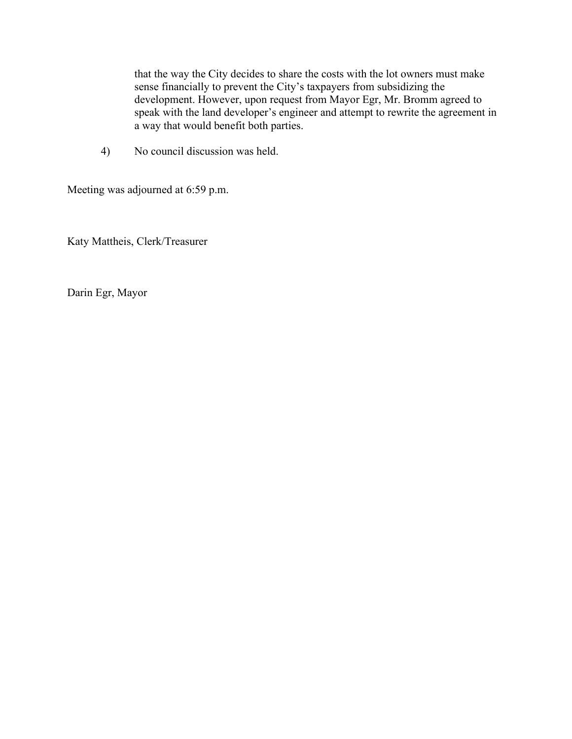that the way the City decides to share the costs with the lot owners must make sense financially to prevent the City's taxpayers from subsidizing the development. However, upon request from Mayor Egr, Mr. Bromm agreed to speak with the land developer's engineer and attempt to rewrite the agreement in a way that would benefit both parties.

4) No council discussion was held.

Meeting was adjourned at 6:59 p.m.

Katy Mattheis, Clerk/Treasurer

Darin Egr, Mayor